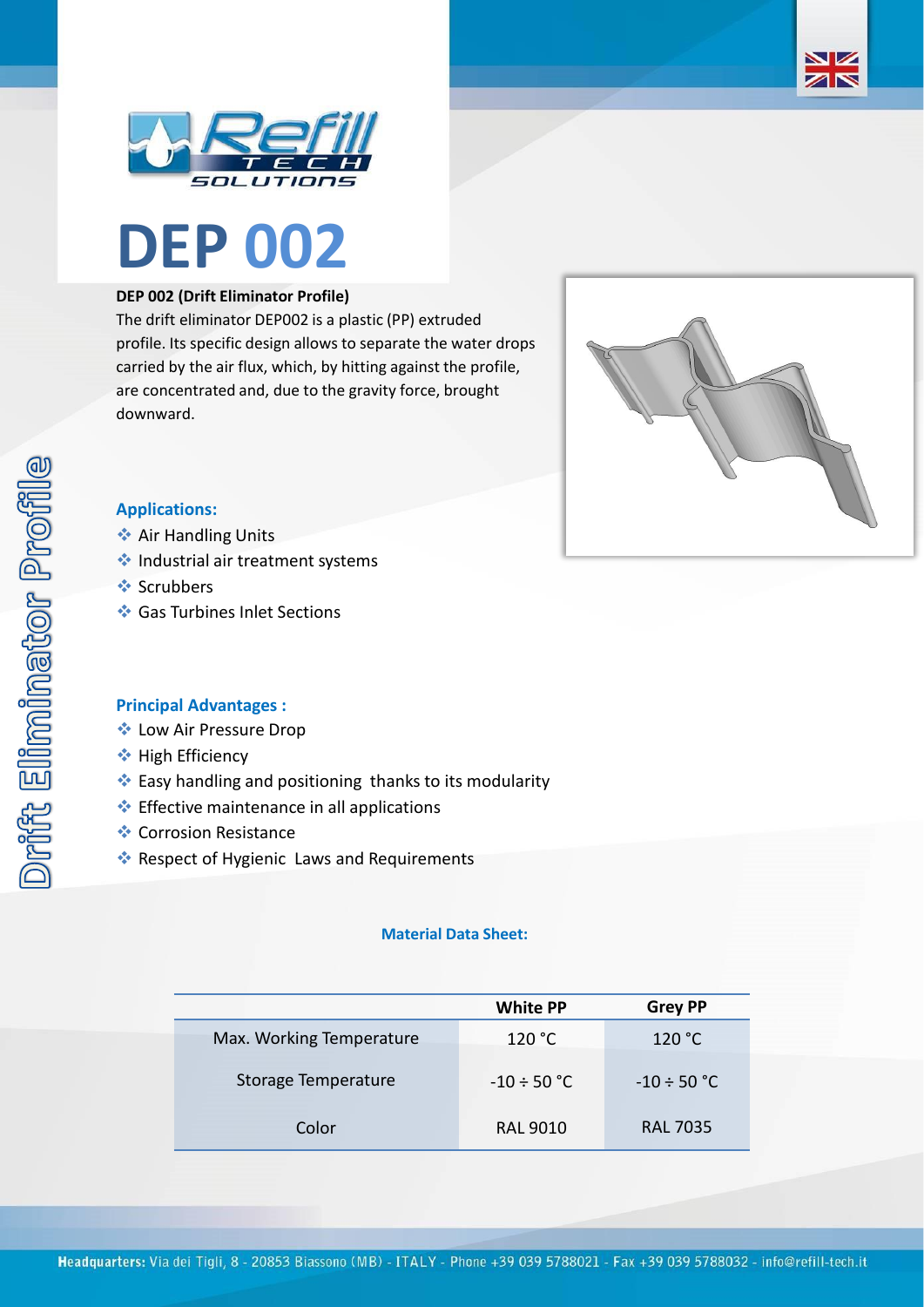# DEP 002

**DEP 002 (Drift Eliminator Profile)**

The drift eliminator DEP002 is a plastic (PP) extruded profile. Its specific design allows to separate the water drops carried by the air flux, which, by hitting against the profile, are concentrated and, due to the gravity force, brought downward.

### Applications:

- Air Handling Units
- Industrial air treatment systems
- Scrubbers
- Gas Turbines Inlet Sections

### Principal Advantages :

- Low Air Pressure Drop
- High Efficiency
- Easy handling and positioning thanks to its modularity
- Effective maintenance in all applications
- Corrosion Resistance
- Respect of Hygienic Laws and Requirements

### Material Data Sheet:

| | White PP | Grey PP |
|---|---|---|
| Max. Working Temperature | 120 °C | 120 °C |
| Storage Temperature | -10 ÷ 50 °C | -10 ÷ 50 °C |
| Color | RAL 9010 | RAL 7035 |

Drift Eliminator Profile

**Headquarters:** Via dei Tigli, 8 - 20853 Biassono (MB) - ITALY - Phone +39 039 5788021 - Fax +39 039 5788032 - info@refill-tech.it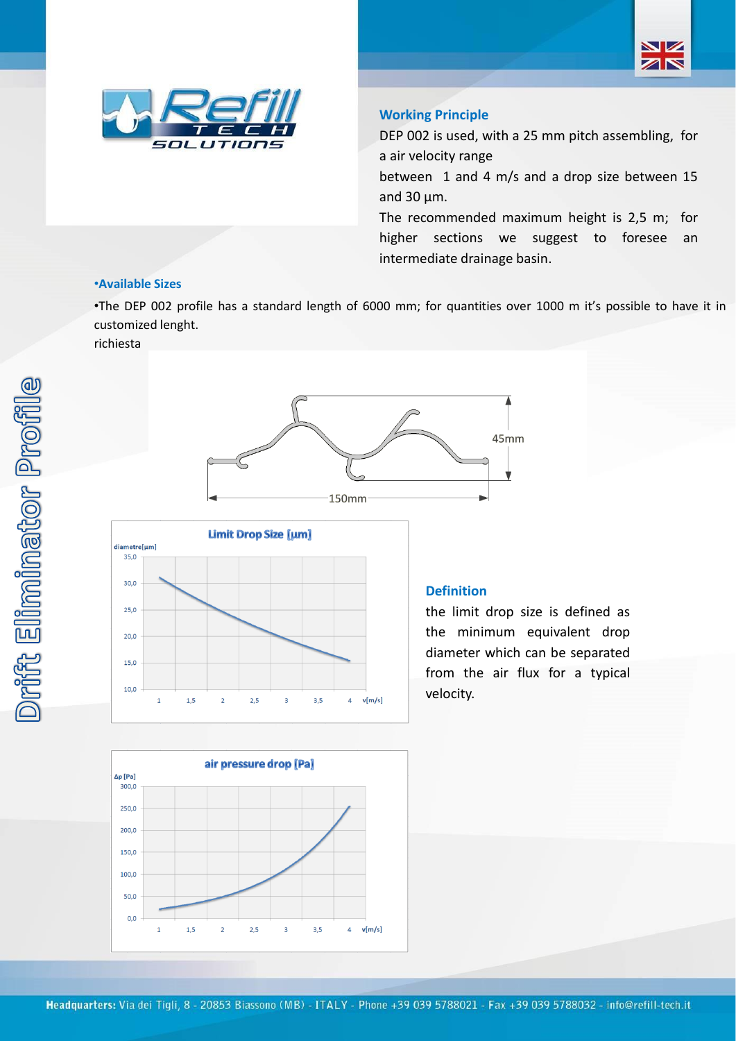## Working Principle

DEP 002 is used, with a 25 mm pitch assembling, for a air velocity range between 1 and 4 m/s and a drop size between 15 and 30 µm.

The recommended maximum height is 2,5 m; for higher sections we suggest to foresee an intermediate drainage basin.

## •Available Sizes

•The DEP 002 profile has a standard length of 6000 mm; for quantities over 1000 m it's possible to have it in customized lenght.

richiesta

45mm

150mm

Limit Drop Size [µm]

diametre[µm]

35,0
30,0
25,0
20,0
15,0
10,0

1 1,5 2 2,5 3 3,5 4 v[m/s]

## Definition

the limit drop size is defined as the minimum equivalent drop diameter which can be separated from the air flux for a typical velocity.

air pressure drop [Pa]

Δp [Pa]

300,0
250,0
200,0
150,0
100,0
50,0
0,0

1 1,5 2 2,5 3 3,5 4 v[m/s]

Drift Eliminator Profile